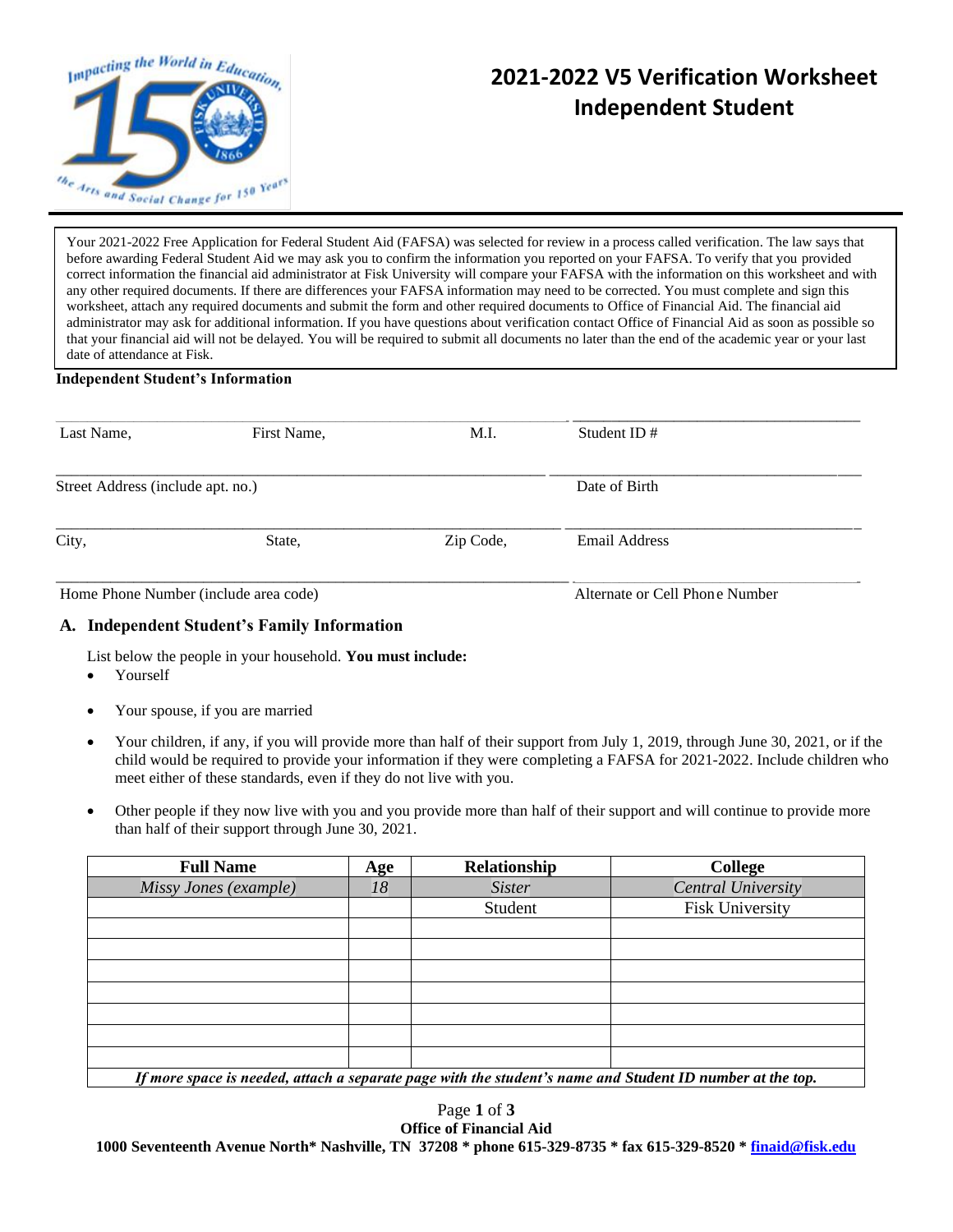# 2021-2022 V5 Verification Worksheet Independent Student

Your 2021-2022 Free Application for Federal Student Aid (FAFSA) was selected for review in a process called verification. The law says that before awarding Federal Student Aid we may ask you to confirm the information you reported on your FAFSA. To verify that you provided correct information the financial aid administrator at Fisk University will compare your FAFSA with the information on this worksheet and with any other required documents. If there are differences your FAFSA information may need to be corrected. You must complete and sign this worksheet, attach any required documents and submit the form and other required documents to Office of Financial Aid. The financial aid administrator may ask for additional information. If you have questions about verification contact Office of Financial Aid as soon as possible so that your financial aid will not be delayed. You will be required to submit all documents no later than the end of the academic year or your last date of attendance at Fisk.

**Independent Student's Information**

Last Name, First Name, M.I. ______________________ Student ID # ______________________

Street Address (include apt. no.) ______________________ Date of Birth ______________________

City, State, Zip Code, ______________________ Email Address ______________________

Home Phone Number (include area code) ______________________ Alternate or Cell Phone Number ______________________

## A. Independent Student's Family Information

List below the people in your household. **You must include:**

- Yourself
- Your spouse, if you are married
- Your children, if any, if you will provide more than half of their support from July 1, 2019, through June 30, 2021, or if the child would be required to provide your information if they were completing a FAFSA for 2021-2022. Include children who meet either of these standards, even if they do not live with you.
- Other people if they now live with you and you provide more than half of their support and will continue to provide more than half of their support through June 30, 2021.

| Full Name | Age | Relationship | College |
|---|---|---|---|
| *Missy Jones (example)* | *18* | *Sister* | *Central University* |
| | | Student | Fisk University |
| | | | |
| | | | |
| | | | |
| | | | |
| | | | |
| | | | |
| | | | |

***If more space is needed, attach a separate page with the student's name and Student ID number at the top.***

**Office of Financial Aid**
**1000 Seventeenth Avenue North\* Nashville, TN 37208 \* phone 615-329-8735 \* fax 615-329-8520 \* finaid@fisk.edu**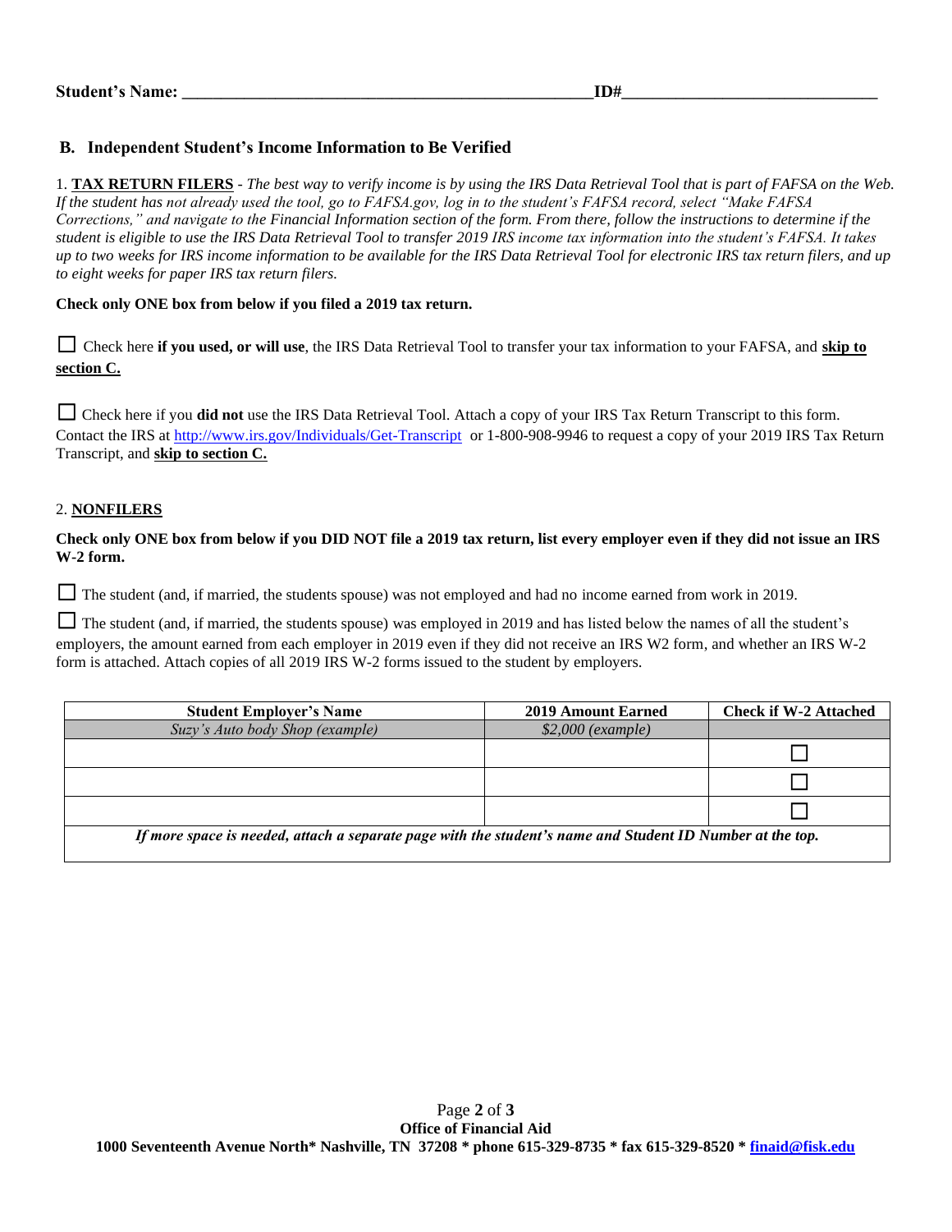**Student's Name: \_\_\_\_\_\_\_\_\_\_\_\_\_\_\_\_\_\_\_\_\_\_\_\_\_\_\_\_\_\_\_\_\_\_\_\_\_\_\_\_\_\_\_\_\_\_\_\_ ID#\_\_\_\_\_\_\_\_\_\_\_\_\_\_\_\_\_\_\_\_\_\_\_\_\_\_\_\_\_\_**

## B. Independent Student's Income Information to Be Verified

1. **TAX RETURN FILERS** - *The best way to verify income is by using the IRS Data Retrieval Tool that is part of FAFSA on the Web. If the student has not already used the tool, go to FAFSA.gov, log in to the student's FAFSA record, select "Make FAFSA Corrections," and navigate to the Financial Information section of the form. From there, follow the instructions to determine if the student is eligible to use the IRS Data Retrieval Tool to transfer 2019 IRS income tax information into the student's FAFSA. It takes up to two weeks for IRS income information to be available for the IRS Data Retrieval Tool for electronic IRS tax return filers, and up to eight weeks for paper IRS tax return filers.*

**Check only ONE box from below if you filed a 2019 tax return.**

☐ Check here **if you used, or will use**, the IRS Data Retrieval Tool to transfer your tax information to your FAFSA, and **skip to section C.**

☐ Check here if you **did not** use the IRS Data Retrieval Tool. Attach a copy of your IRS Tax Return Transcript to this form. Contact the IRS at http://www.irs.gov/Individuals/Get-Transcript or 1-800-908-9946 to request a copy of your 2019 IRS Tax Return Transcript, and **skip to section C.**

2. **NONFILERS**

**Check only ONE box from below if you DID NOT file a 2019 tax return, list every employer even if they did not issue an IRS W-2 form.**

☐ The student (and, if married, the students spouse) was not employed and had no income earned from work in 2019.

☐ The student (and, if married, the students spouse) was employed in 2019 and has listed below the names of all the student's employers, the amount earned from each employer in 2019 even if they did not receive an IRS W2 form, and whether an IRS W-2 form is attached. Attach copies of all 2019 IRS W-2 forms issued to the student by employers.

| Student Employer's Name | 2019 Amount Earned | Check if W-2 Attached |
|---|---|---|
| *Suzy's Auto body Shop (example)* | *$2,000 (example)* | |
| | | ☐ |
| | | ☐ |
| | | ☐ |
| *If more space is needed, attach a separate page with the student's name and Student ID Number at the top.* | | |

**Office of Financial Aid**
**1000 Seventeenth Avenue North\* Nashville, TN 37208 \* phone 615-329-8735 \* fax 615-329-8520 \* finaid@fisk.edu**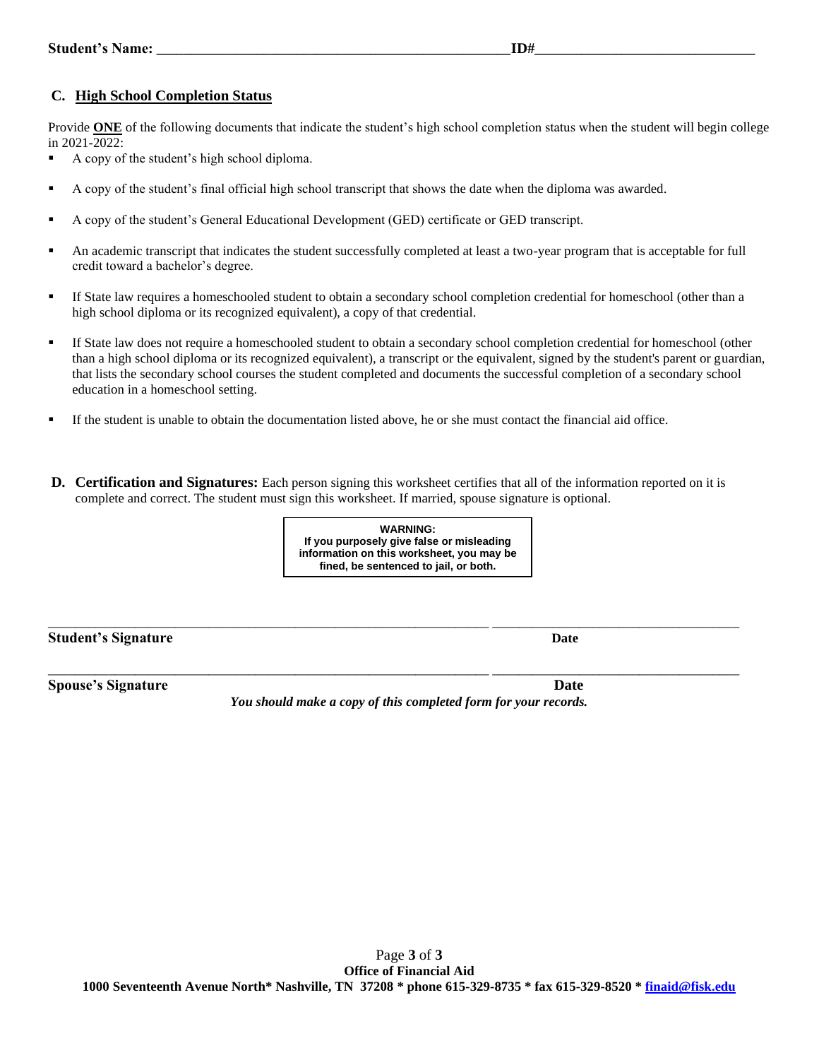**Student's Name:** ____________________________________________ **ID#**____________________________

## C. High School Completion Status

Provide **ONE** of the following documents that indicate the student's high school completion status when the student will begin college in 2021-2022:

- A copy of the student's high school diploma.
- A copy of the student's final official high school transcript that shows the date when the diploma was awarded.
- A copy of the student's General Educational Development (GED) certificate or GED transcript.
- An academic transcript that indicates the student successfully completed at least a two-year program that is acceptable for full credit toward a bachelor's degree.
- If State law requires a homeschooled student to obtain a secondary school completion credential for homeschool (other than a high school diploma or its recognized equivalent), a copy of that credential.
- If State law does not require a homeschooled student to obtain a secondary school completion credential for homeschool (other than a high school diploma or its recognized equivalent), a transcript or the equivalent, signed by the student's parent or guardian, that lists the secondary school courses the student completed and documents the successful completion of a secondary school education in a homeschool setting.
- If the student is unable to obtain the documentation listed above, he or she must contact the financial aid office.

## D. Certification and Signatures:

Each person signing this worksheet certifies that all of the information reported on it is complete and correct. The student must sign this worksheet. If married, spouse signature is optional.

**WARNING:**
**If you purposely give false or misleading information on this worksheet, you may be fined, be sentenced to jail, or both.**

______________________________________________________________ ___________________________________

**Student's Signature** **Date**

______________________________________________________________ ___________________________________

**Spouse's Signature** **Date**

***You should make a copy of this completed form for your records.***

**Office of Financial Aid**
**1000 Seventeenth Avenue North* Nashville, TN 37208 * phone 615-329-8735 * fax 615-329-8520 * finaid@fisk.edu**